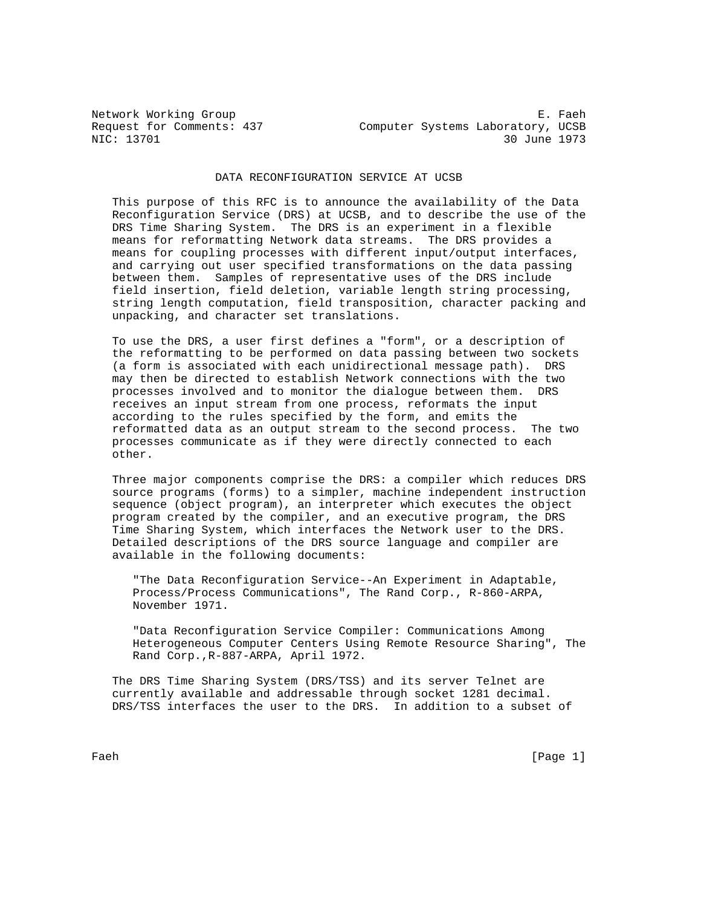Network Working Group E. Faeh
Request for Comments: 437 Computer Systems Laboratory, UCSB
NIC: 13701 30 June 1973

# DATA RECONFIGURATION SERVICE AT UCSB

This purpose of this RFC is to announce the availability of the Data Reconfiguration Service (DRS) at UCSB, and to describe the use of the DRS Time Sharing System. The DRS is an experiment in a flexible means for reformatting Network data streams. The DRS provides a means for coupling processes with different input/output interfaces, and carrying out user specified transformations on the data passing between them. Samples of representative uses of the DRS include field insertion, field deletion, variable length string processing, string length computation, field transposition, character packing and unpacking, and character set translations.

To use the DRS, a user first defines a "form", or a description of the reformatting to be performed on data passing between two sockets (a form is associated with each unidirectional message path). DRS may then be directed to establish Network connections with the two processes involved and to monitor the dialogue between them. DRS receives an input stream from one process, reformats the input according to the rules specified by the form, and emits the reformatted data as an output stream to the second process. The two processes communicate as if they were directly connected to each other.

Three major components comprise the DRS: a compiler which reduces DRS source programs (forms) to a simpler, machine independent instruction sequence (object program), an interpreter which executes the object program created by the compiler, and an executive program, the DRS Time Sharing System, which interfaces the Network user to the DRS. Detailed descriptions of the DRS source language and compiler are available in the following documents:

> "The Data Reconfiguration Service--An Experiment in Adaptable, Process/Process Communications", The Rand Corp., R-860-ARPA, November 1971.
>
> "Data Reconfiguration Service Compiler: Communications Among Heterogeneous Computer Centers Using Remote Resource Sharing", The Rand Corp.,R-887-ARPA, April 1972.

The DRS Time Sharing System (DRS/TSS) and its server Telnet are currently available and addressable through socket 1281 decimal. DRS/TSS interfaces the user to the DRS. In addition to a subset of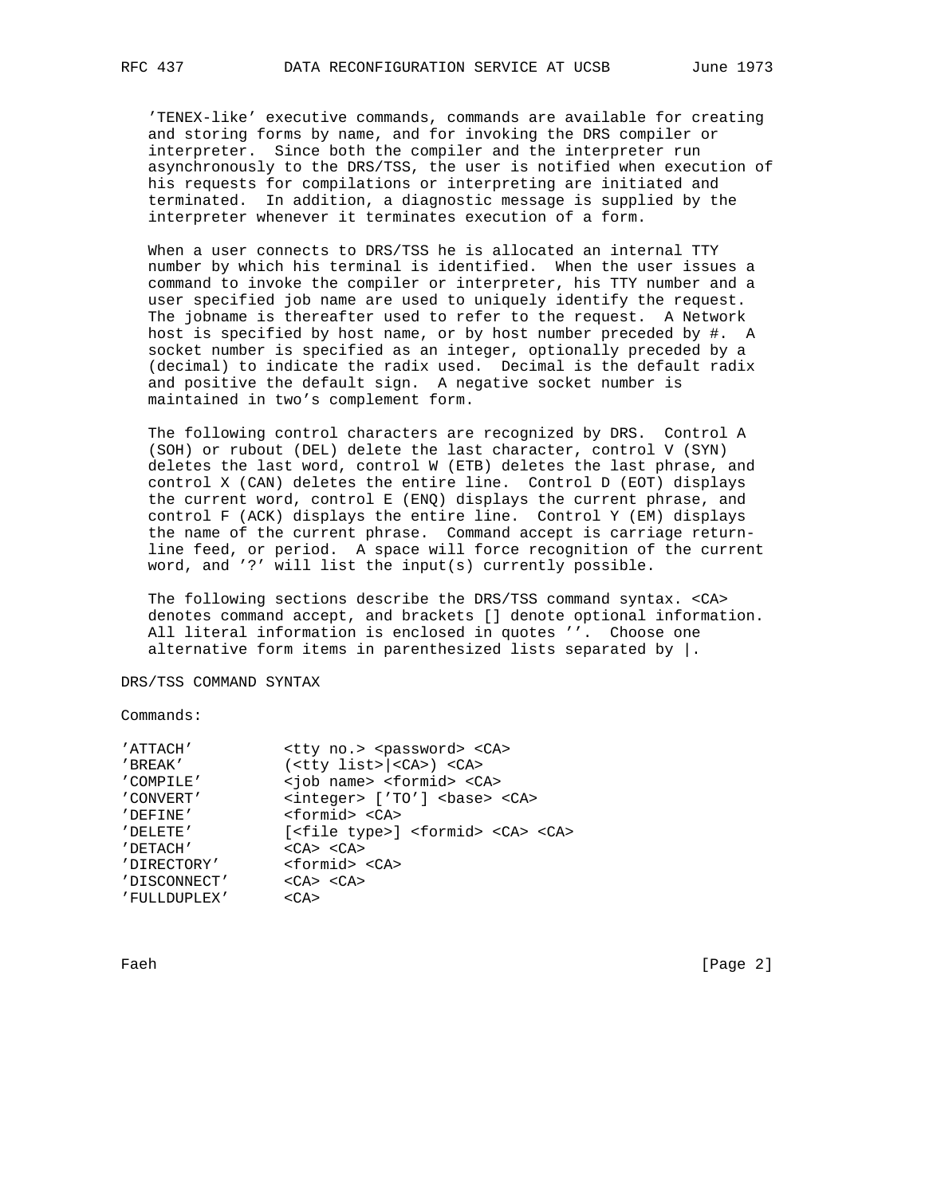'TENEX-like' executive commands, commands are available for creating and storing forms by name, and for invoking the DRS compiler or interpreter. Since both the compiler and the interpreter run asynchronously to the DRS/TSS, the user is notified when execution of his requests for compilations or interpreting are initiated and terminated. In addition, a diagnostic message is supplied by the interpreter whenever it terminates execution of a form.

When a user connects to DRS/TSS he is allocated an internal TTY number by which his terminal is identified. When the user issues a command to invoke the compiler or interpreter, his TTY number and a user specified job name are used to uniquely identify the request. The jobname is thereafter used to refer to the request. A Network host is specified by host name, or by host number preceded by #. A socket number is specified as an integer, optionally preceded by a (decimal) to indicate the radix used. Decimal is the default radix and positive the default sign. A negative socket number is maintained in two's complement form.

The following control characters are recognized by DRS. Control A (SOH) or rubout (DEL) delete the last character, control V (SYN) deletes the last word, control W (ETB) deletes the last phrase, and control X (CAN) deletes the entire line. Control D (EOT) displays the current word, control E (ENQ) displays the current phrase, and control F (ACK) displays the entire line. Control Y (EM) displays the name of the current phrase. Command accept is carriage return-line feed, or period. A space will force recognition of the current word, and '?' will list the input(s) currently possible.

The following sections describe the DRS/TSS command syntax. <CA> denotes command accept, and brackets [] denote optional information. All literal information is enclosed in quotes ''. Choose one alternative form items in parenthesized lists separated by |.

DRS/TSS COMMAND SYNTAX

Commands:

```
'ATTACH'          <tty no.> <password> <CA>
'BREAK'           (<tty list>|<CA>) <CA>
'COMPILE'         <job name> <formid> <CA>
'CONVERT'         <integer> ['TO'] <base> <CA>
'DEFINE'          <formid> <CA>
'DELETE'          [<file type>] <formid> <CA> <CA>
'DETACH'          <CA> <CA>
'DIRECTORY'       <formid> <CA>
'DISCONNECT'      <CA> <CA>
'FULLDUPLEX'      <CA>
```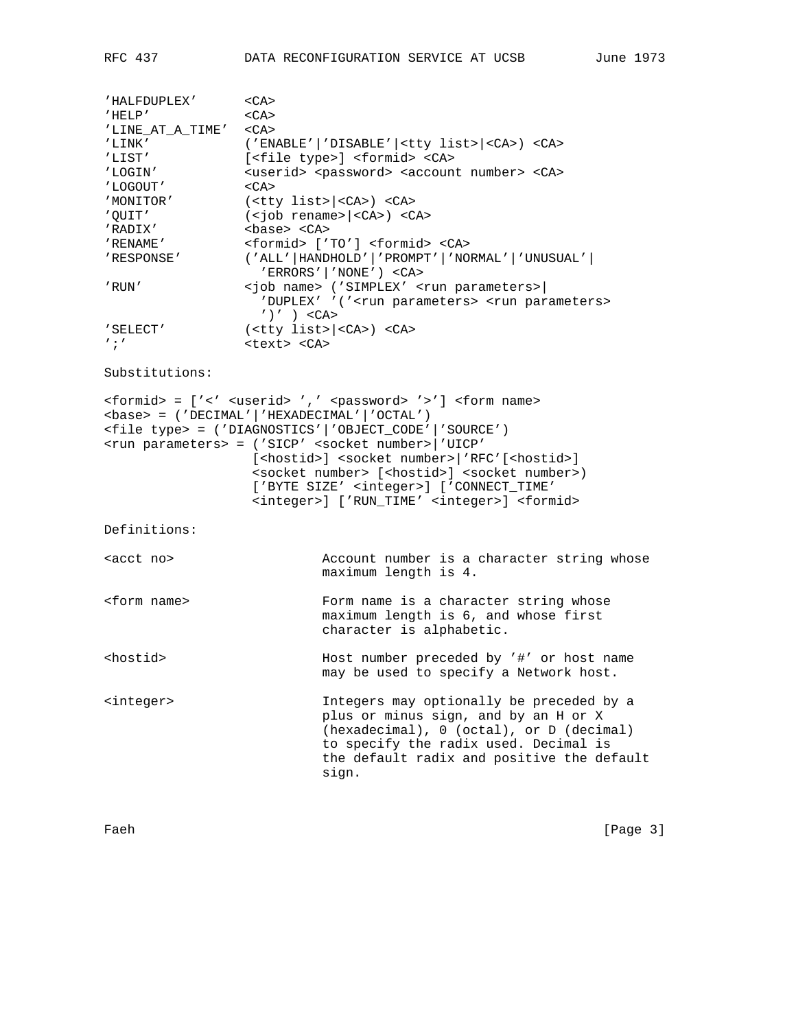```
'HALFDUPLEX'       <CA>
'HELP'             <CA>
'LINE_AT_A_TIME'   <CA>
'LINK'             ('ENABLE'|'DISABLE'|<tty list>|<CA>) <CA>
'LIST'             [<file type>] <formid> <CA>
'LOGIN'            <userid> <password> <account number> <CA>
'LOGOUT'           <CA>
'MONITOR'          (<tty list>|<CA>) <CA>
'QUIT'             (<job rename>|<CA>) <CA>
'RADIX'            <base> <CA>
'RENAME'           <formid> ['TO'] <formid> <CA>
'RESPONSE'         ('ALL'|HANDHOLD'|'PROMPT'|'NORMAL'|'UNUSUAL'|
                     'ERRORS'|'NONE') <CA>
'RUN'              <job name> ('SIMPLEX' <run parameters>|
                     'DUPLEX' '('<run parameters> <run parameters>
                     ')' ) <CA>
'SELECT'           (<tty list>|<CA>) <CA>
';'                <text> <CA>
```

Substitutions:

```
<formid> = ['<' <userid> ',' <password> '>'] <form name>
<base> = ('DECIMAL'|'HEXADECIMAL'|'OCTAL')
<file type> = ('DIAGNOSTICS'|'OBJECT_CODE'|'SOURCE')
<run parameters> = ('SICP' <socket number>|'UICP'
                   [<hostid>] <socket number>|'RFC'[<hostid>]
                   <socket number> [<hostid>] <socket number>)
                   ['BYTE SIZE' <integer>] ['CONNECT_TIME'
                   <integer>] ['RUN_TIME' <integer>] <formid>
```

Definitions:

```
<acct no>                     Account number is a character string whose
                              maximum length is 4.

<form name>                   Form name is a character string whose
                              maximum length is 6, and whose first
                              character is alphabetic.

<hostid>                      Host number preceded by '#' or host name
                              may be used to specify a Network host.

<integer>                     Integers may optionally be preceded by a
                              plus or minus sign, and by an H or X
                              (hexadecimal), 0 (octal), or D (decimal)
                              to specify the radix used. Decimal is
                              the default radix and positive the default
                              sign.
```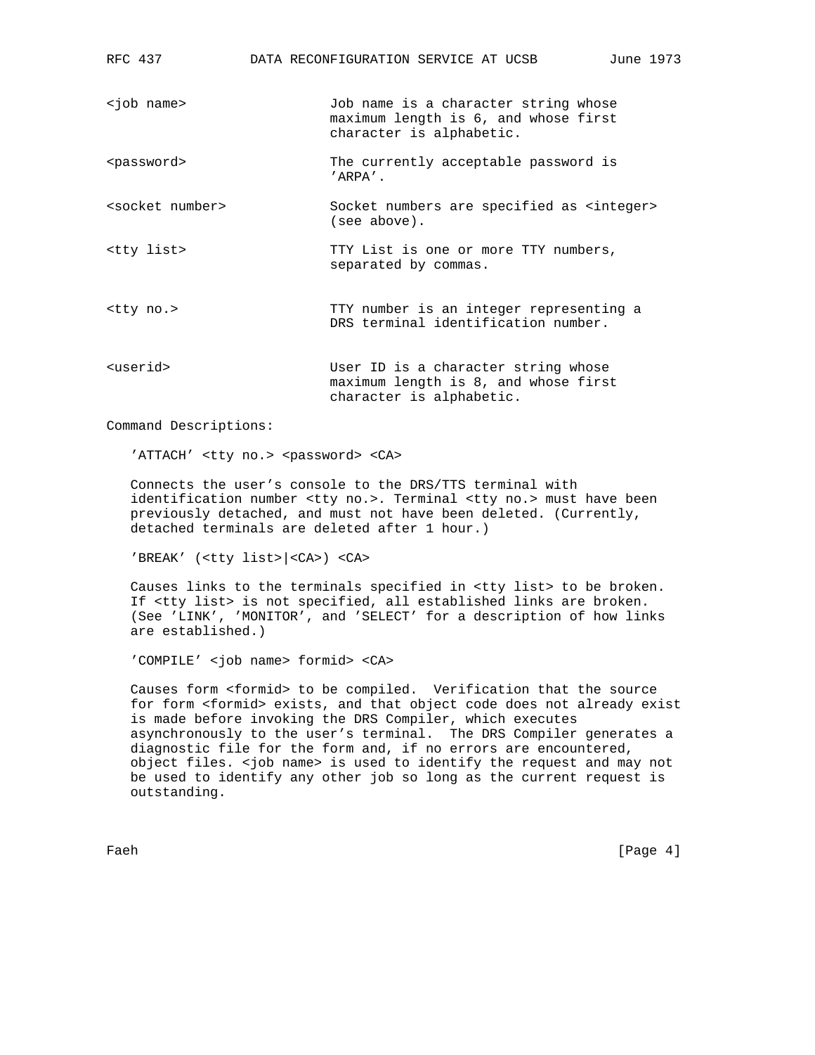| | |
|---|---|
| <job name> | Job name is a character string whose maximum length is 6, and whose first character is alphabetic. |
| <password> | The currently acceptable password is 'ARPA'. |
| <socket number> | Socket numbers are specified as <integer> (see above). |
| <tty list> | TTY List is one or more TTY numbers, separated by commas. |
| <tty no.> | TTY number is an integer representing a DRS terminal identification number. |
| <userid> | User ID is a character string whose maximum length is 8, and whose first character is alphabetic. |

Command Descriptions:

'ATTACH' <tty no.> <password> <CA>

Connects the user's console to the DRS/TTS terminal with identification number <tty no.>. Terminal <tty no.> must have been previously detached, and must not have been deleted. (Currently, detached terminals are deleted after 1 hour.)

'BREAK' (<tty list>|<CA>) <CA>

Causes links to the terminals specified in <tty list> to be broken. If <tty list> is not specified, all established links are broken. (See 'LINK', 'MONITOR', and 'SELECT' for a description of how links are established.)

'COMPILE' <job name> formid> <CA>

Causes form <formid> to be compiled. Verification that the source for form <formid> exists, and that object code does not already exist is made before invoking the DRS Compiler, which executes asynchronously to the user's terminal. The DRS Compiler generates a diagnostic file for the form and, if no errors are encountered, object files. <job name> is used to identify the request and may not be used to identify any other job so long as the current request is outstanding.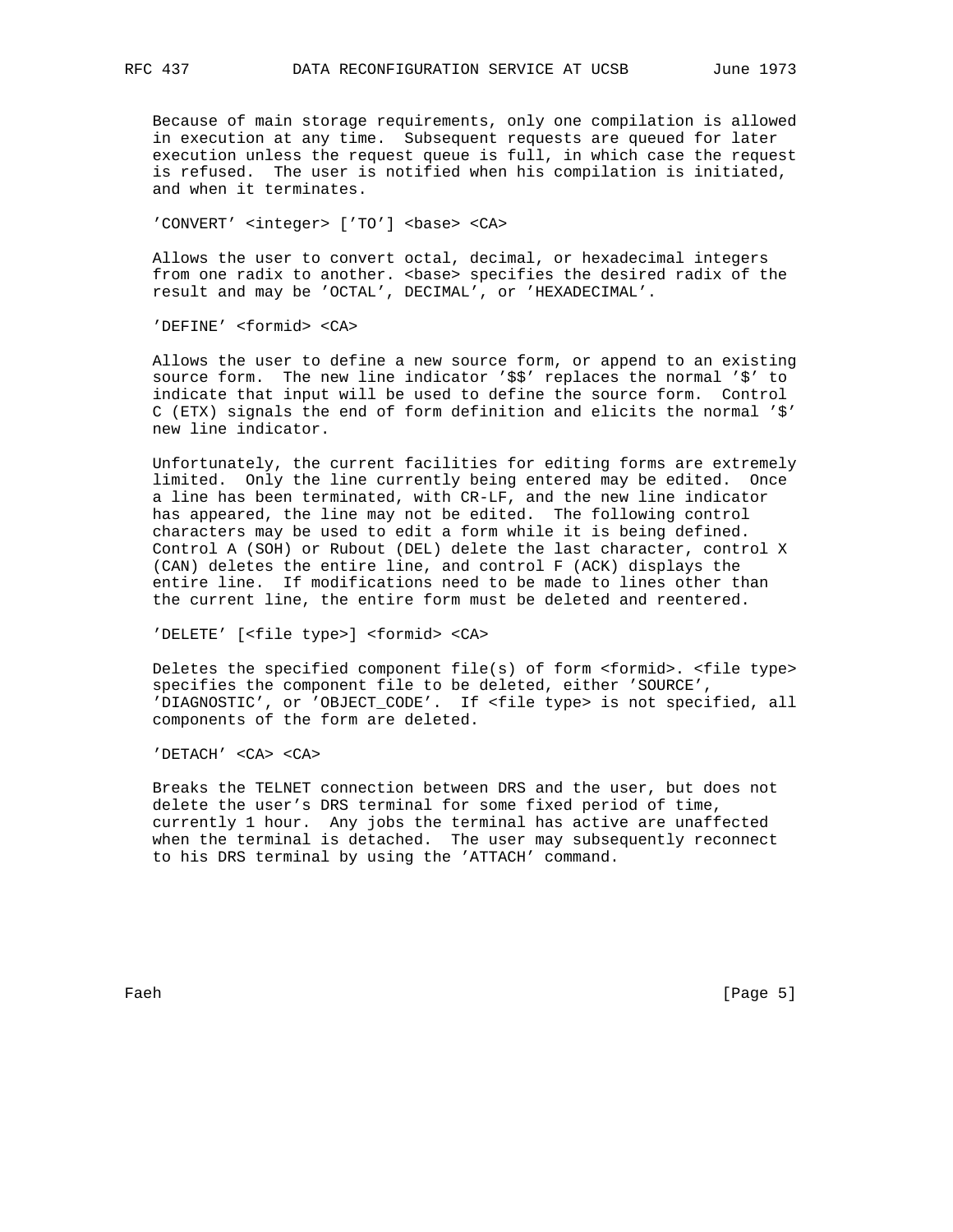Because of main storage requirements, only one compilation is allowed in execution at any time. Subsequent requests are queued for later execution unless the request queue is full, in which case the request is refused. The user is notified when his compilation is initiated, and when it terminates.

'CONVERT' <integer> ['TO'] <base> <CA>

Allows the user to convert octal, decimal, or hexadecimal integers from one radix to another. <base> specifies the desired radix of the result and may be 'OCTAL', DECIMAL', or 'HEXADECIMAL'.

'DEFINE' <formid> <CA>

Allows the user to define a new source form, or append to an existing source form. The new line indicator '$$' replaces the normal '$' to indicate that input will be used to define the source form. Control C (ETX) signals the end of form definition and elicits the normal '$' new line indicator.

Unfortunately, the current facilities for editing forms are extremely limited. Only the line currently being entered may be edited. Once a line has been terminated, with CR-LF, and the new line indicator has appeared, the line may not be edited. The following control characters may be used to edit a form while it is being defined. Control A (SOH) or Rubout (DEL) delete the last character, control X (CAN) deletes the entire line, and control F (ACK) displays the entire line. If modifications need to be made to lines other than the current line, the entire form must be deleted and reentered.

'DELETE' [<file type>] <formid> <CA>

Deletes the specified component file(s) of form <formid>. <file type> specifies the component file to be deleted, either 'SOURCE', 'DIAGNOSTIC', or 'OBJECT_CODE'. If <file type> is not specified, all components of the form are deleted.

'DETACH' <CA> <CA>

Breaks the TELNET connection between DRS and the user, but does not delete the user's DRS terminal for some fixed period of time, currently 1 hour. Any jobs the terminal has active are unaffected when the terminal is detached. The user may subsequently reconnect to his DRS terminal by using the 'ATTACH' command.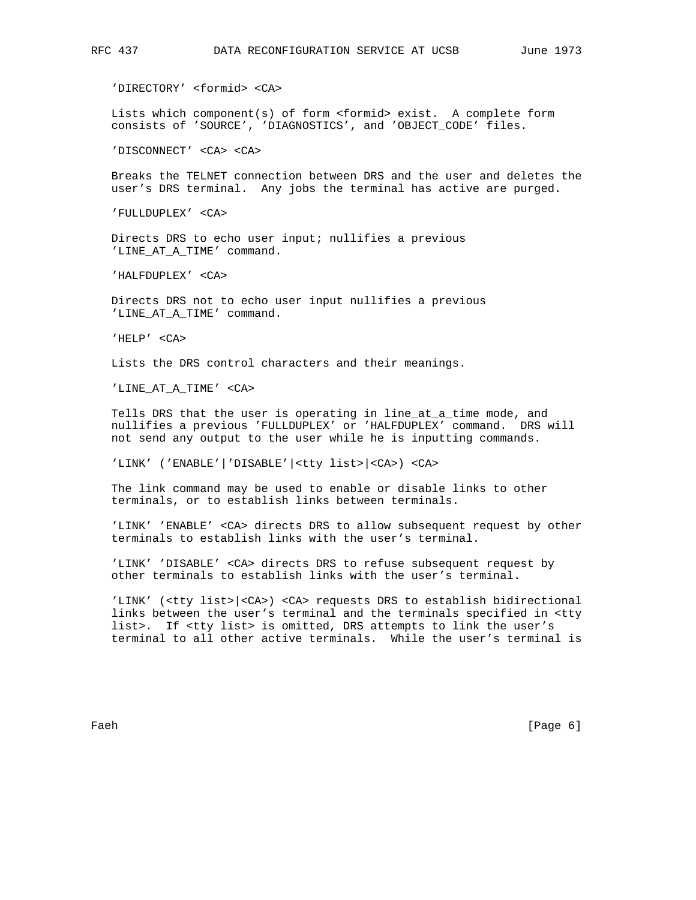'DIRECTORY' <formid> <CA>

Lists which component(s) of form <formid> exist. A complete form consists of 'SOURCE', 'DIAGNOSTICS', and 'OBJECT_CODE' files.

'DISCONNECT' <CA> <CA>

Breaks the TELNET connection between DRS and the user and deletes the user's DRS terminal. Any jobs the terminal has active are purged.

'FULLDUPLEX' <CA>

Directs DRS to echo user input; nullifies a previous 'LINE_AT_A_TIME' command.

'HALFDUPLEX' <CA>

Directs DRS not to echo user input nullifies a previous 'LINE_AT_A_TIME' command.

'HELP' <CA>

Lists the DRS control characters and their meanings.

'LINE_AT_A_TIME' <CA>

Tells DRS that the user is operating in line_at_a_time mode, and nullifies a previous 'FULLDUPLEX' or 'HALFDUPLEX' command. DRS will not send any output to the user while he is inputting commands.

'LINK' ('ENABLE'|'DISABLE'|<tty list>|<CA>) <CA>

The link command may be used to enable or disable links to other terminals, or to establish links between terminals.

'LINK' 'ENABLE' <CA> directs DRS to allow subsequent request by other terminals to establish links with the user's terminal.

'LINK' 'DISABLE' <CA> directs DRS to refuse subsequent request by other terminals to establish links with the user's terminal.

'LINK' (<tty list>|<CA>) <CA> requests DRS to establish bidirectional links between the user's terminal and the terminals specified in <tty list>. If <tty list> is omitted, DRS attempts to link the user's terminal to all other active terminals. While the user's terminal is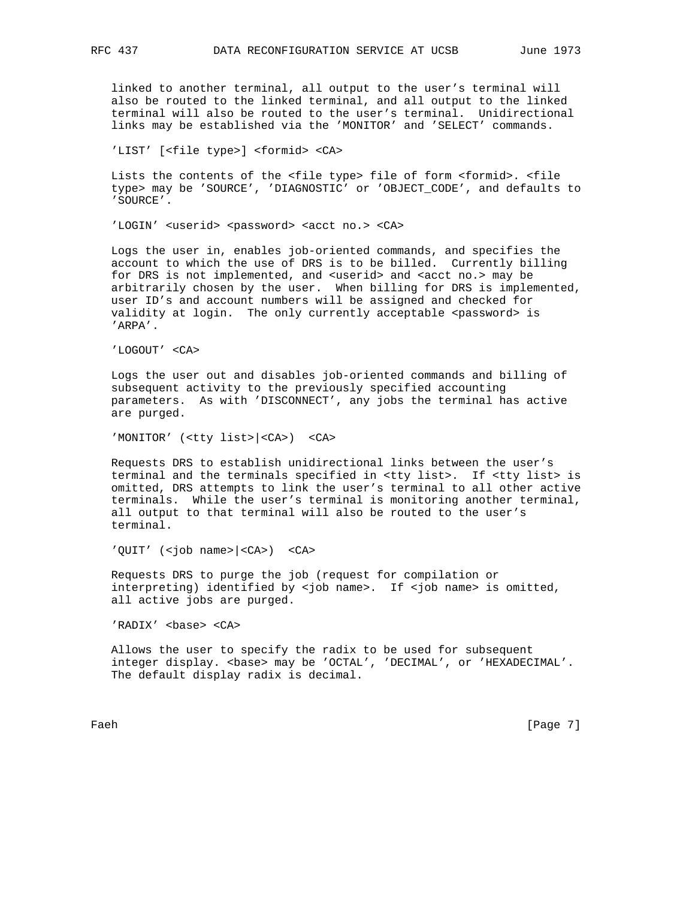linked to another terminal, all output to the user's terminal will also be routed to the linked terminal, and all output to the linked terminal will also be routed to the user's terminal. Unidirectional links may be established via the 'MONITOR' and 'SELECT' commands.

'LIST' [<file type>] <formid> <CA>

Lists the contents of the <file type> file of form <formid>. <file type> may be 'SOURCE', 'DIAGNOSTIC' or 'OBJECT_CODE', and defaults to 'SOURCE'.

'LOGIN' <userid> <password> <acct no.> <CA>

Logs the user in, enables job-oriented commands, and specifies the account to which the use of DRS is to be billed. Currently billing for DRS is not implemented, and <userid> and <acct no.> may be arbitrarily chosen by the user. When billing for DRS is implemented, user ID's and account numbers will be assigned and checked for validity at login. The only currently acceptable <password> is 'ARPA'.

'LOGOUT' <CA>

Logs the user out and disables job-oriented commands and billing of subsequent activity to the previously specified accounting parameters. As with 'DISCONNECT', any jobs the terminal has active are purged.

'MONITOR' (<tty list>|<CA>) <CA>

Requests DRS to establish unidirectional links between the user's terminal and the terminals specified in <tty list>. If <tty list> is omitted, DRS attempts to link the user's terminal to all other active terminals. While the user's terminal is monitoring another terminal, all output to that terminal will also be routed to the user's terminal.

'QUIT' (<job name>|<CA>) <CA>

Requests DRS to purge the job (request for compilation or interpreting) identified by <job name>. If <job name> is omitted, all active jobs are purged.

'RADIX' <base> <CA>

Allows the user to specify the radix to be used for subsequent integer display. <base> may be 'OCTAL', 'DECIMAL', or 'HEXADECIMAL'. The default display radix is decimal.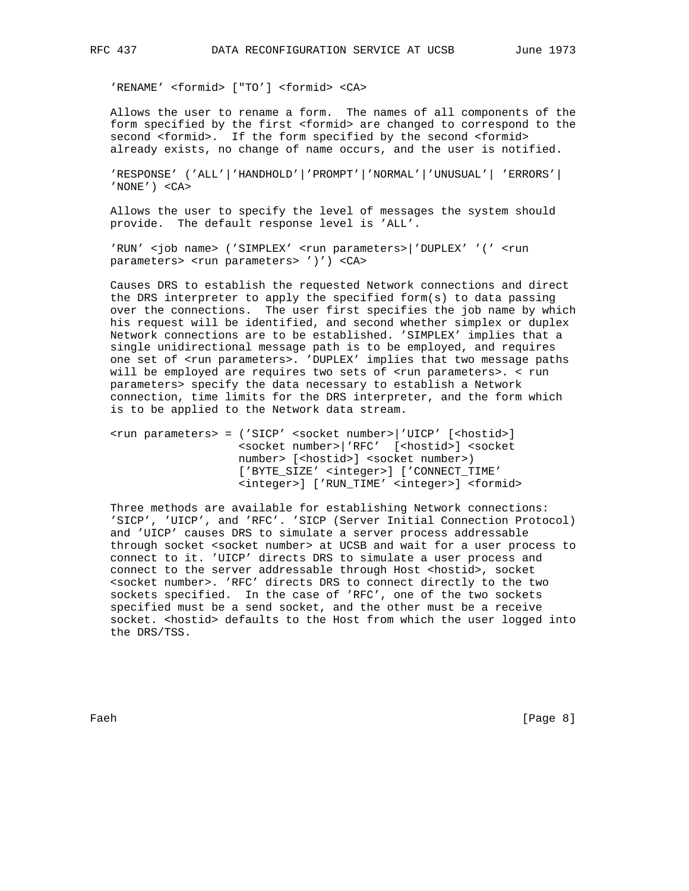'RENAME' <formid> ["TO'] <formid> <CA>

Allows the user to rename a form. The names of all components of the form specified by the first <formid> are changed to correspond to the second <formid>. If the form specified by the second <formid> already exists, no change of name occurs, and the user is notified.

'RESPONSE' ('ALL'|'HANDHOLD'|'PROMPT'|'NORMAL'|'UNUSUAL'| 'ERRORS'| 'NONE') <CA>

Allows the user to specify the level of messages the system should provide. The default response level is 'ALL'.

'RUN' <job name> ('SIMPLEX' <run parameters>|'DUPLEX' '(' <run parameters> <run parameters> ')') <CA>

Causes DRS to establish the requested Network connections and direct the DRS interpreter to apply the specified form(s) to data passing over the connections. The user first specifies the job name by which his request will be identified, and second whether simplex or duplex Network connections are to be established. 'SIMPLEX' implies that a single unidirectional message path is to be employed, and requires one set of <run parameters>. 'DUPLEX' implies that two message paths will be employed are requires two sets of <run parameters>. < run parameters> specify the data necessary to establish a Network connection, time limits for the DRS interpreter, and the form which is to be applied to the Network data stream.

```
<run parameters> = ('SICP' <socket number>|'UICP' [<hostid>]
                  <socket number>|'RFC'  [<hostid>] <socket
                  number> [<hostid>] <socket number>)
                  ['BYTE_SIZE' <integer>] ['CONNECT_TIME'
                  <integer>] ['RUN_TIME' <integer>] <formid>
```

Three methods are available for establishing Network connections: 'SICP', 'UICP', and 'RFC'. 'SICP (Server Initial Connection Protocol) and 'UICP' causes DRS to simulate a server process addressable through socket <socket number> at UCSB and wait for a user process to connect to it. 'UICP' directs DRS to simulate a user process and connect to the server addressable through Host <hostid>, socket <socket number>. 'RFC' directs DRS to connect directly to the two sockets specified. In the case of 'RFC', one of the two sockets specified must be a send socket, and the other must be a receive socket. <hostid> defaults to the Host from which the user logged into the DRS/TSS.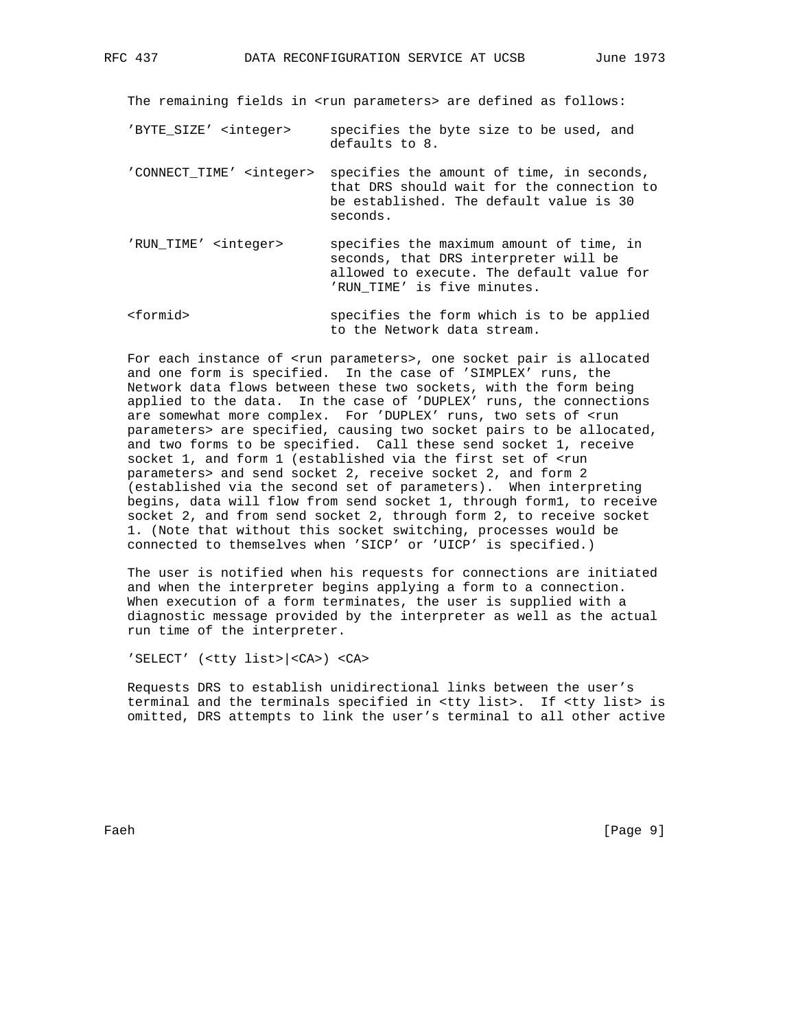The remaining fields in <run parameters> are defined as follows:

'BYTE_SIZE' <integer> specifies the byte size to be used, and defaults to 8.

'CONNECT_TIME' <integer> specifies the amount of time, in seconds, that DRS should wait for the connection to be established. The default value is 30 seconds.

'RUN_TIME' <integer> specifies the maximum amount of time, in seconds, that DRS interpreter will be allowed to execute. The default value for 'RUN_TIME' is five minutes.

<formid> specifies the form which is to be applied to the Network data stream.

For each instance of <run parameters>, one socket pair is allocated and one form is specified. In the case of 'SIMPLEX' runs, the Network data flows between these two sockets, with the form being applied to the data. In the case of 'DUPLEX' runs, the connections are somewhat more complex. For 'DUPLEX' runs, two sets of <run parameters> are specified, causing two socket pairs to be allocated, and two forms to be specified. Call these send socket 1, receive socket 1, and form 1 (established via the first set of <run parameters> and send socket 2, receive socket 2, and form 2 (established via the second set of parameters). When interpreting begins, data will flow from send socket 1, through form1, to receive socket 2, and from send socket 2, through form 2, to receive socket 1. (Note that without this socket switching, processes would be connected to themselves when 'SICP' or 'UICP' is specified.)

The user is notified when his requests for connections are initiated and when the interpreter begins applying a form to a connection. When execution of a form terminates, the user is supplied with a diagnostic message provided by the interpreter as well as the actual run time of the interpreter.

'SELECT' (<tty list>|<CA>) <CA>

Requests DRS to establish unidirectional links between the user's terminal and the terminals specified in <tty list>. If <tty list> is omitted, DRS attempts to link the user's terminal to all other active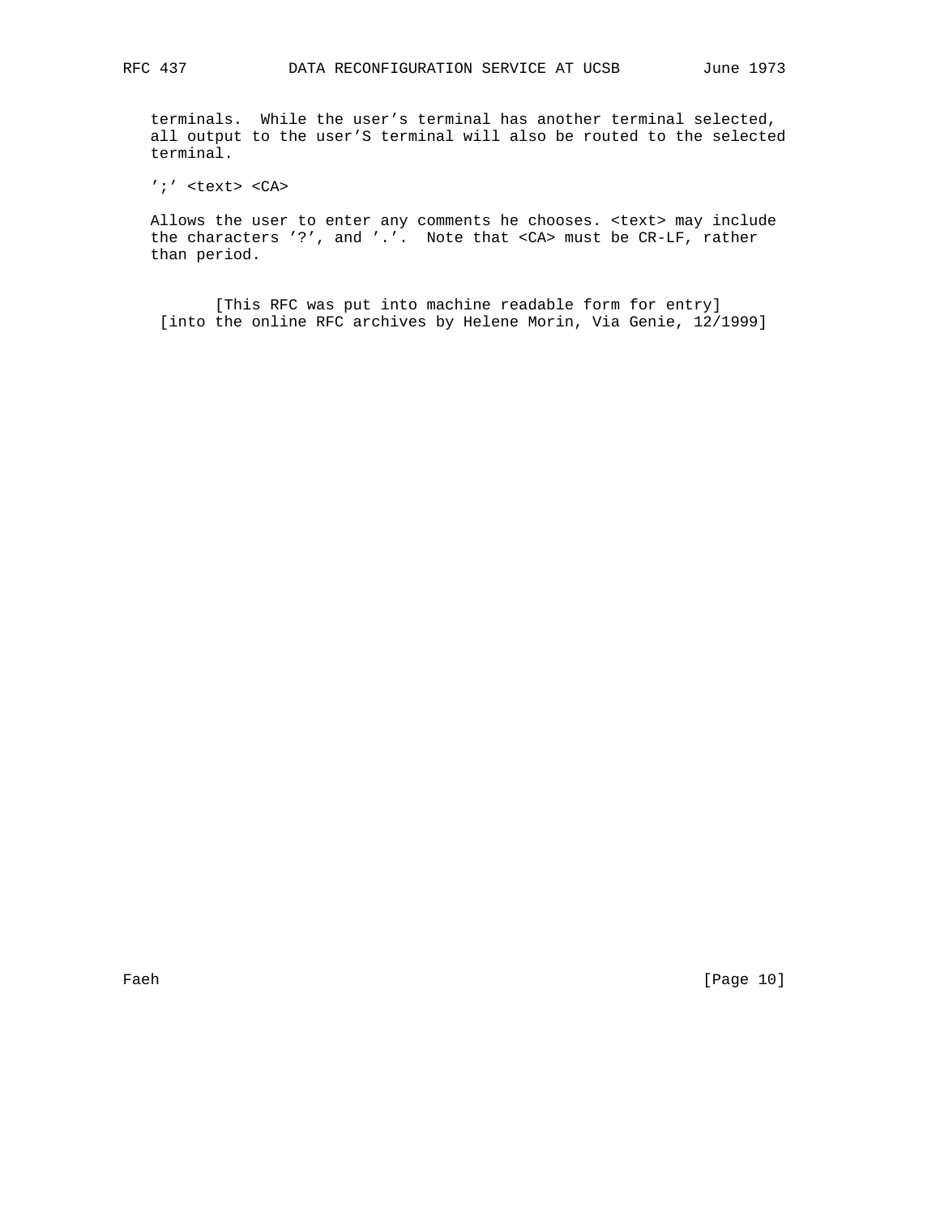terminals. While the user's terminal has another terminal selected, all output to the user'S terminal will also be routed to the selected terminal.

';' <text> <CA>

Allows the user to enter any comments he chooses. <text> may include the characters '?', and '.'. Note that <CA> must be CR-LF, rather than period.

[This RFC was put into machine readable form for entry]
[into the online RFC archives by Helene Morin, Via Genie, 12/1999]